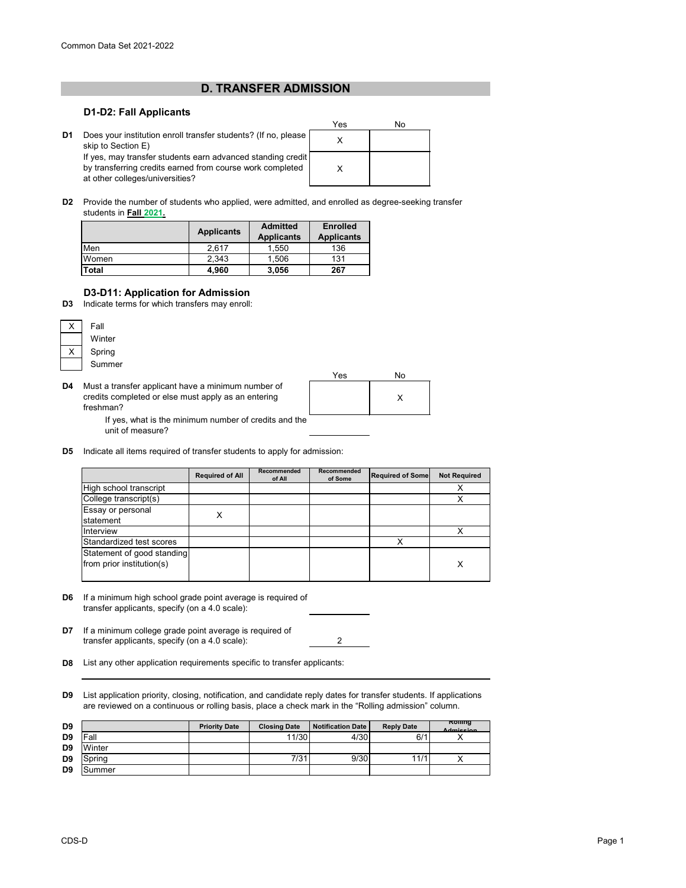Common Data Set 2021-2022

# D. TRANSFER ADMISSION

## D1-D2: Fall Applicants

| | | Yes | No |
|---|---|---|---|
| D1 | Does your institution enroll transfer students? (If no, please skip to Section E) | X | |
| | If yes, may transfer students earn advanced standing credit by transferring credits earned from course work completed at other colleges/universities? | X | |

**D2** Provide the number of students who applied, were admitted, and enrolled as degree-seeking transfer students in **Fall 2021.**

| | Applicants | Admitted Applicants | Enrolled Applicants |
|---|---|---|---|
| Men | 2,617 | 1,550 | 136 |
| Women | 2,343 | 1,506 | 131 |
| **Total** | **4,960** | **3,056** | **267** |

## D3-D11: Application for Admission

**D3** Indicate terms for which transfers may enroll:

| | |
|---|---|
| X | Fall |
| | Winter |
| X | Spring |
| | Summer |

| | | Yes | No |
|---|---|---|---|
| D4 | Must a transfer applicant have a minimum number of credits completed or else must apply as an entering freshman? | | X |

If yes, what is the minimum number of credits and the unit of measure? ____

**D5** Indicate all items required of transfer students to apply for admission:

| | Required of All | Recommended of All | Recommended of Some | Required of Some | Not Required |
|---|---|---|---|---|---|
| High school transcript | | | | | X |
| College transcript(s) | | | | | X |
| Essay or personal statement | X | | | | |
| Interview | | | | | X |
| Standardized test scores | | | | X | |
| Statement of good standing from prior institution(s) | | | | | X |

**D6** If a minimum high school grade point average is required of transfer applicants, specify (on a 4.0 scale): ____

**D7** If a minimum college grade point average is required of transfer applicants, specify (on a 4.0 scale): 2

**D8** List any other application requirements specific to transfer applicants:

**D9** List application priority, closing, notification, and candidate reply dates for transfer students. If applications are reviewed on a continuous or rolling basis, place a check mark in the "Rolling admission" column.

| | Priority Date | Closing Date | Notification Date | Reply Date | Rolling Admission |
|---|---|---|---|---|---|
| Fall | | 11/30 | 4/30 | 6/1 | X |
| Winter | | | | | |
| Spring | | 7/31 | 9/30 | 11/1 | X |
| Summer | | | | | |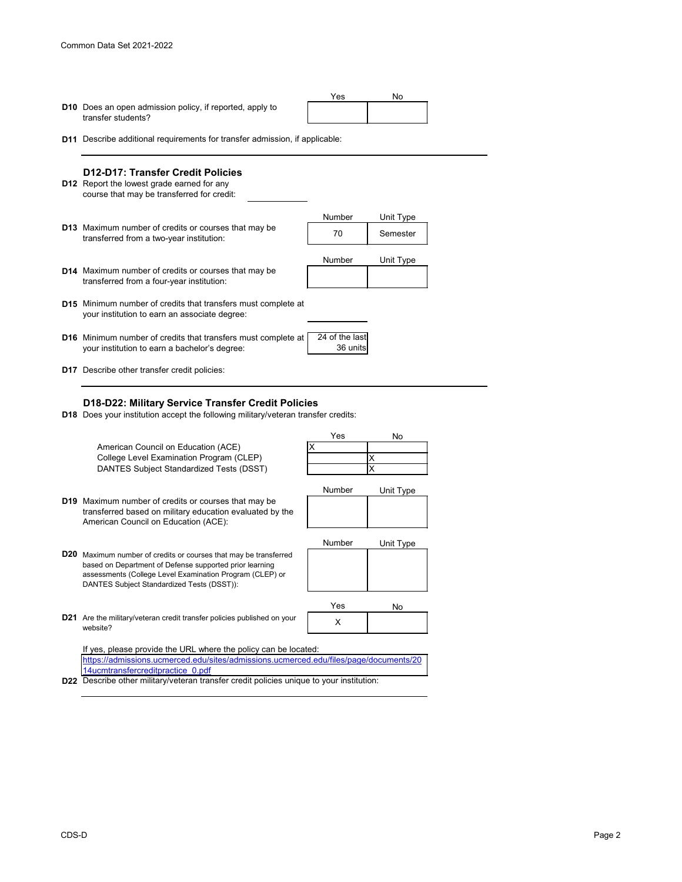**D10** Does an open admission policy, if reported, apply to transfer students?

| Yes | No |
|---|---|
| | |

**D11** Describe additional requirements for transfer admission, if applicable:

### D12-D17: Transfer Credit Policies

**D12** Report the lowest grade earned for any course that may be transferred for credit:

**D13** Maximum number of credits or courses that may be transferred from a two-year institution:

| Number | Unit Type |
|---|---|
| 70 | Semester |

**D14** Maximum number of credits or courses that may be transferred from a four-year institution:

| Number | Unit Type |
|---|---|
| | |

**D15** Minimum number of credits that transfers must complete at your institution to earn an associate degree:

**D16** Minimum number of credits that transfers must complete at your institution to earn a bachelor's degree: 24 of the last 36 units

**D17** Describe other transfer credit policies:

### D18-D22: Military Service Transfer Credit Policies

**D18** Does your institution accept the following military/veteran transfer credits:

| | Yes | No |
|---|---|---|
| American Council on Education (ACE) | X | |
| College Level Examination Program (CLEP) | | X |
| DANTES Subject Standardized Tests (DSST) | | X |

**D19** Maximum number of credits or courses that may be transferred based on military education evaluated by the American Council on Education (ACE):

| Number | Unit Type |
|---|---|
| | |

**D20** Maximum number of credits or courses that may be transferred based on Department of Defense supported prior learning assessments (College Level Examination Program (CLEP) or DANTES Subject Standardized Tests (DSST)):

| Number | Unit Type |
|---|---|
| | |

**D21** Are the military/veteran credit transfer policies published on your website?

| Yes | No |
|---|---|
| X | |

If yes, please provide the URL where the policy can be located:
https://admissions.ucmerced.edu/sites/admissions.ucmerced.edu/files/page/documents/2014ucmtransfercreditpractice_0.pdf

**D22** Describe other military/veteran transfer credit policies unique to your institution: